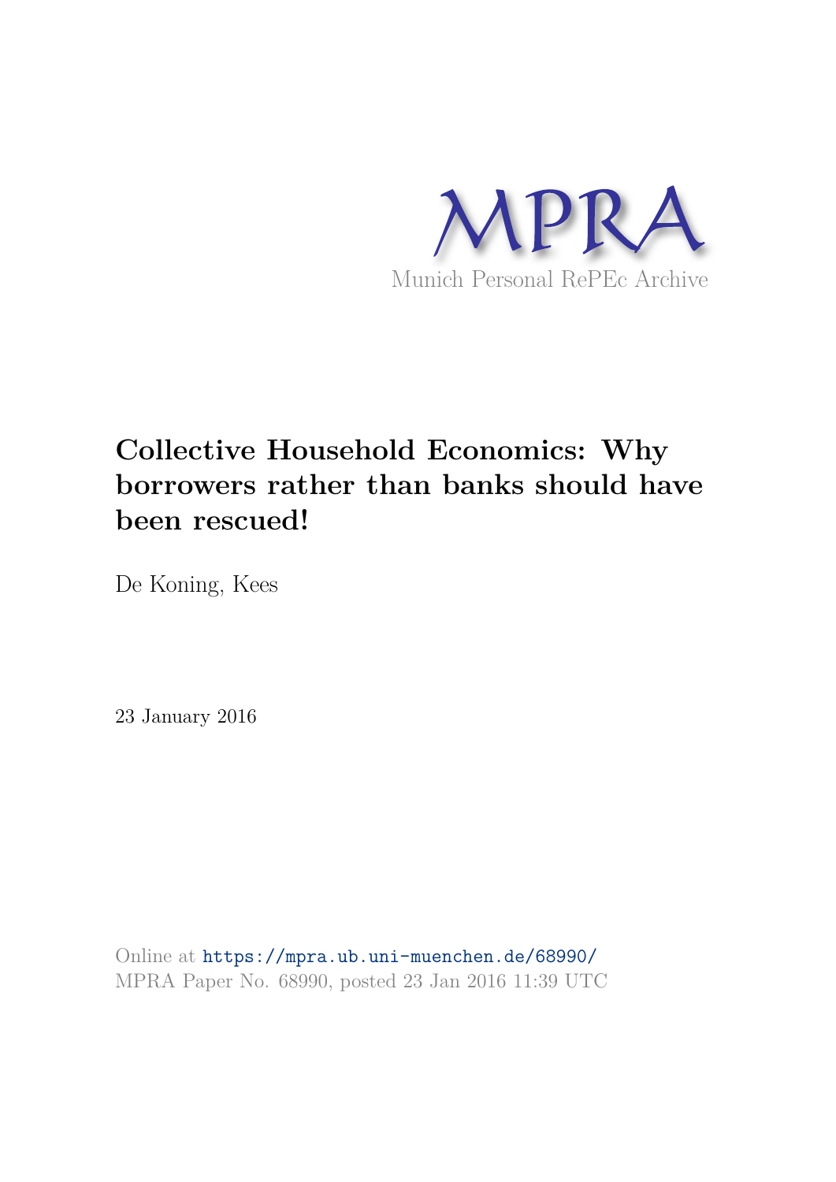MPRA

Munich Personal RePEc Archive

# Collective Household Economics: Why borrowers rather than banks should have been rescued!

De Koning, Kees

23 January 2016

Online at https://mpra.ub.uni-muenchen.de/68990/
MPRA Paper No. 68990, posted 23 Jan 2016 11:39 UTC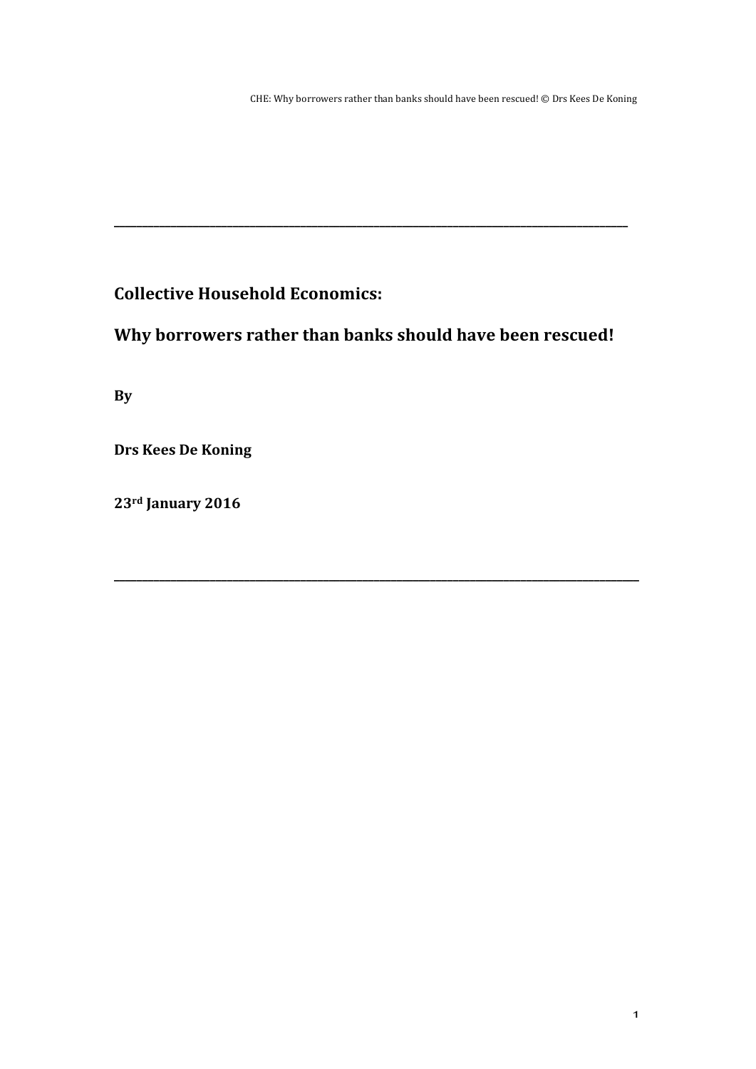---

**Collective Household Economics:**

**Why borrowers rather than banks should have been rescued!**

**By**

**Drs Kees De Koning**

**23rd January 2016**

---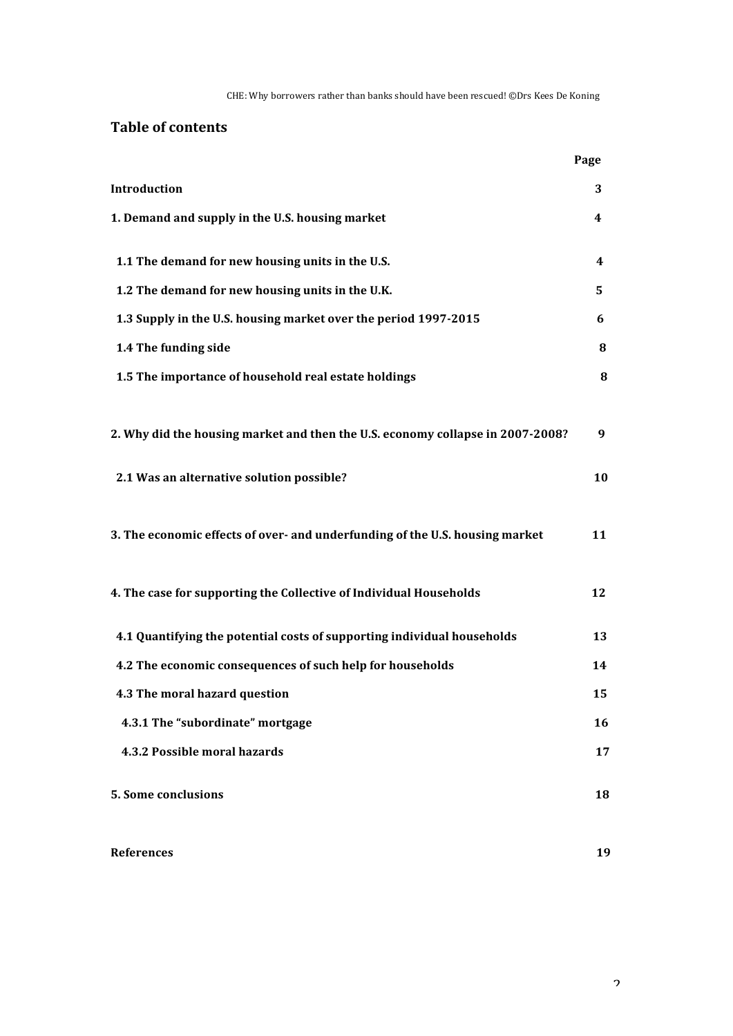## Table of contents

| | Page |
|---|---|
| **Introduction** | **3** |
| **1. Demand and supply in the U.S. housing market** | **4** |
| **1.1 The demand for new housing units in the U.S.** | **4** |
| **1.2 The demand for new housing units in the U.K.** | **5** |
| **1.3 Supply in the U.S. housing market over the period 1997-2015** | **6** |
| **1.4 The funding side** | **8** |
| **1.5 The importance of household real estate holdings** | **8** |
| **2. Why did the housing market and then the U.S. economy collapse in 2007-2008?** | **9** |
| **2.1 Was an alternative solution possible?** | **10** |
| **3. The economic effects of over- and underfunding of the U.S. housing market** | **11** |
| **4. The case for supporting the Collective of Individual Households** | **12** |
| **4.1 Quantifying the potential costs of supporting individual households** | **13** |
| **4.2 The economic consequences of such help for households** | **14** |
| **4.3 The moral hazard question** | **15** |
| **4.3.1 The "subordinate" mortgage** | **16** |
| **4.3.2 Possible moral hazards** | **17** |
| **5. Some conclusions** | **18** |
| **References** | **19** |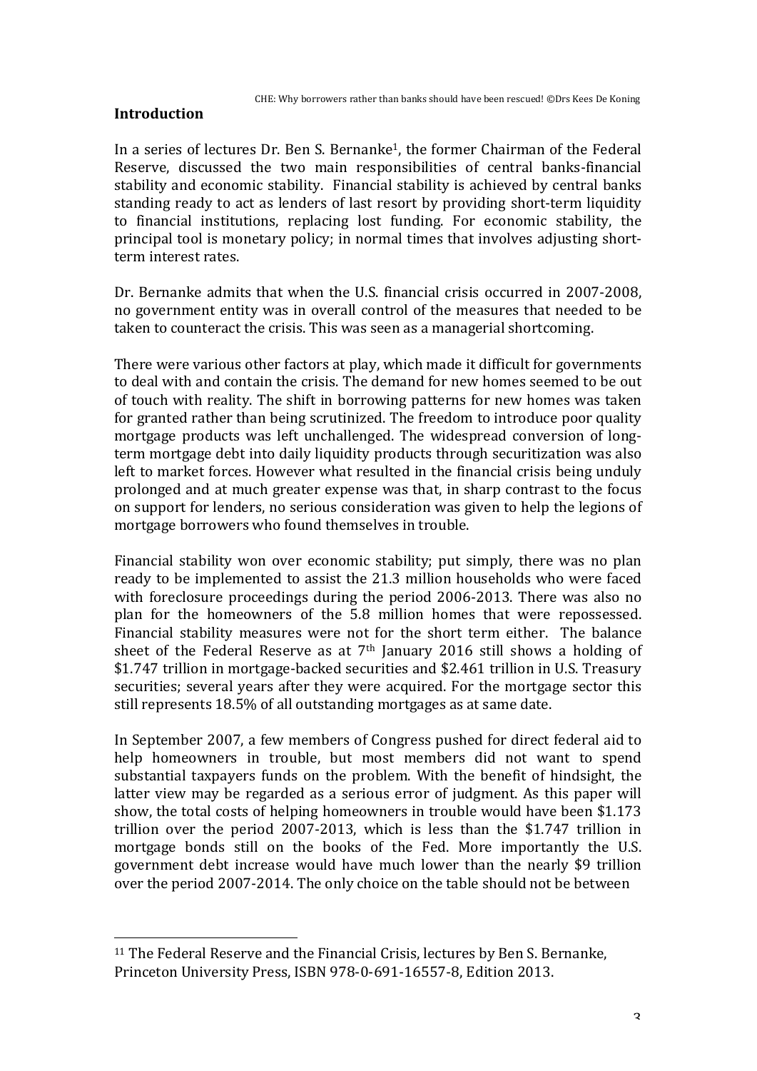## Introduction

In a series of lectures Dr. Ben S. Bernanke[1], the former Chairman of the Federal Reserve, discussed the two main responsibilities of central banks-financial stability and economic stability. Financial stability is achieved by central banks standing ready to act as lenders of last resort by providing short-term liquidity to financial institutions, replacing lost funding. For economic stability, the principal tool is monetary policy; in normal times that involves adjusting short-term interest rates.

Dr. Bernanke admits that when the U.S. financial crisis occurred in 2007-2008, no government entity was in overall control of the measures that needed to be taken to counteract the crisis. This was seen as a managerial shortcoming.

There were various other factors at play, which made it difficult for governments to deal with and contain the crisis. The demand for new homes seemed to be out of touch with reality. The shift in borrowing patterns for new homes was taken for granted rather than being scrutinized. The freedom to introduce poor quality mortgage products was left unchallenged. The widespread conversion of long-term mortgage debt into daily liquidity products through securitization was also left to market forces. However what resulted in the financial crisis being unduly prolonged and at much greater expense was that, in sharp contrast to the focus on support for lenders, no serious consideration was given to help the legions of mortgage borrowers who found themselves in trouble.

Financial stability won over economic stability; put simply, there was no plan ready to be implemented to assist the 21.3 million households who were faced with foreclosure proceedings during the period 2006-2013. There was also no plan for the homeowners of the 5.8 million homes that were repossessed. Financial stability measures were not for the short term either. The balance sheet of the Federal Reserve as at 7th January 2016 still shows a holding of $1.747 trillion in mortgage-backed securities and $2.461 trillion in U.S. Treasury securities; several years after they were acquired. For the mortgage sector this still represents 18.5% of all outstanding mortgages as at same date.

In September 2007, a few members of Congress pushed for direct federal aid to help homeowners in trouble, but most members did not want to spend substantial taxpayers funds on the problem. With the benefit of hindsight, the latter view may be regarded as a serious error of judgment. As this paper will show, the total costs of helping homeowners in trouble would have been $1.173 trillion over the period 2007-2013, which is less than the $1.747 trillion in mortgage bonds still on the books of the Fed. More importantly the U.S. government debt increase would have much lower than the nearly $9 trillion over the period 2007-2014. The only choice on the table should not be between

[11] The Federal Reserve and the Financial Crisis, lectures by Ben S. Bernanke, Princeton University Press, ISBN 978-0-691-16557-8, Edition 2013.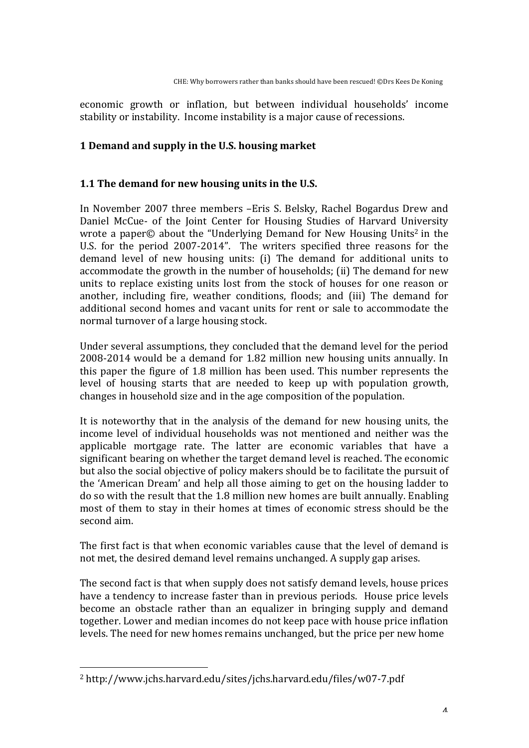economic growth or inflation, but between individual households' income stability or instability. Income instability is a major cause of recessions.

## 1 Demand and supply in the U.S. housing market

### 1.1 The demand for new housing units in the U.S.

In November 2007 three members –Eris S. Belsky, Rachel Bogardus Drew and Daniel McCue- of the Joint Center for Housing Studies of Harvard University wrote a paper© about the "Underlying Demand for New Housing Units[2] in the U.S. for the period 2007-2014". The writers specified three reasons for the demand level of new housing units: (i) The demand for additional units to accommodate the growth in the number of households; (ii) The demand for new units to replace existing units lost from the stock of houses for one reason or another, including fire, weather conditions, floods; and (iii) The demand for additional second homes and vacant units for rent or sale to accommodate the normal turnover of a large housing stock.

Under several assumptions, they concluded that the demand level for the period 2008-2014 would be a demand for 1.82 million new housing units annually. In this paper the figure of 1.8 million has been used. This number represents the level of housing starts that are needed to keep up with population growth, changes in household size and in the age composition of the population.

It is noteworthy that in the analysis of the demand for new housing units, the income level of individual households was not mentioned and neither was the applicable mortgage rate. The latter are economic variables that have a significant bearing on whether the target demand level is reached. The economic but also the social objective of policy makers should be to facilitate the pursuit of the 'American Dream' and help all those aiming to get on the housing ladder to do so with the result that the 1.8 million new homes are built annually. Enabling most of them to stay in their homes at times of economic stress should be the second aim.

The first fact is that when economic variables cause that the level of demand is not met, the desired demand level remains unchanged. A supply gap arises.

The second fact is that when supply does not satisfy demand levels, house prices have a tendency to increase faster than in previous periods. House price levels become an obstacle rather than an equalizer in bringing supply and demand together. Lower and median incomes do not keep pace with house price inflation levels. The need for new homes remains unchanged, but the price per new home

[2] http://www.jchs.harvard.edu/sites/jchs.harvard.edu/files/w07-7.pdf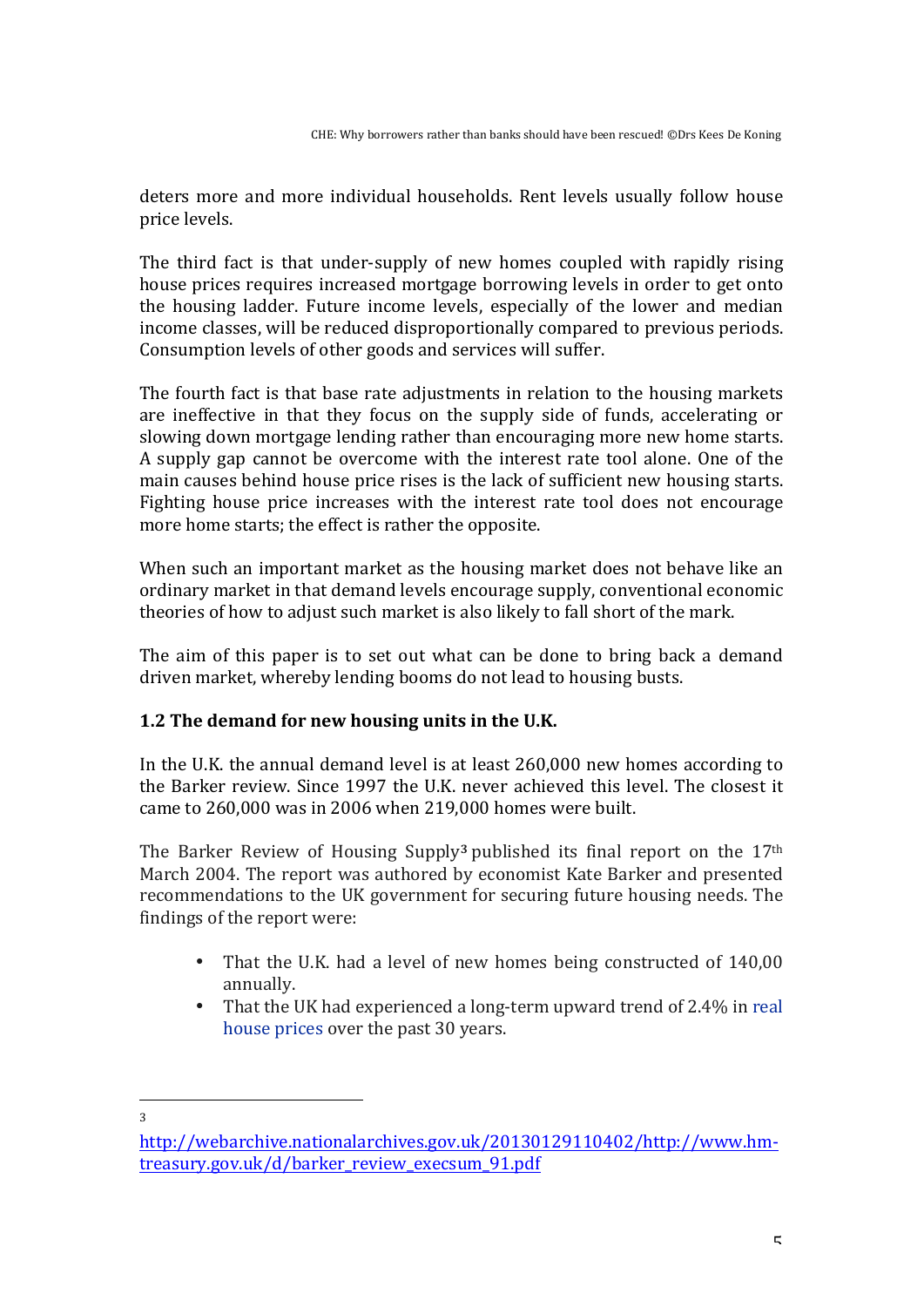deters more and more individual households. Rent levels usually follow house price levels.

The third fact is that under-supply of new homes coupled with rapidly rising house prices requires increased mortgage borrowing levels in order to get onto the housing ladder. Future income levels, especially of the lower and median income classes, will be reduced disproportionally compared to previous periods. Consumption levels of other goods and services will suffer.

The fourth fact is that base rate adjustments in relation to the housing markets are ineffective in that they focus on the supply side of funds, accelerating or slowing down mortgage lending rather than encouraging more new home starts. A supply gap cannot be overcome with the interest rate tool alone. One of the main causes behind house price rises is the lack of sufficient new housing starts. Fighting house price increases with the interest rate tool does not encourage more home starts; the effect is rather the opposite.

When such an important market as the housing market does not behave like an ordinary market in that demand levels encourage supply, conventional economic theories of how to adjust such market is also likely to fall short of the mark.

The aim of this paper is to set out what can be done to bring back a demand driven market, whereby lending booms do not lead to housing busts.

### 1.2 The demand for new housing units in the U.K.

In the U.K. the annual demand level is at least 260,000 new homes according to the Barker review. Since 1997 the U.K. never achieved this level. The closest it came to 260,000 was in 2006 when 219,000 homes were built.

The Barker Review of Housing Supply[3] published its final report on the 17th March 2004. The report was authored by economist Kate Barker and presented recommendations to the UK government for securing future housing needs. The findings of the report were:

- That the U.K. had a level of new homes being constructed of 140,00 annually.
- That the UK had experienced a long-term upward trend of 2.4% in real house prices over the past 30 years.

[3] http://webarchive.nationalarchives.gov.uk/20130129110402/http://www.hm-treasury.gov.uk/d/barker_review_execsum_91.pdf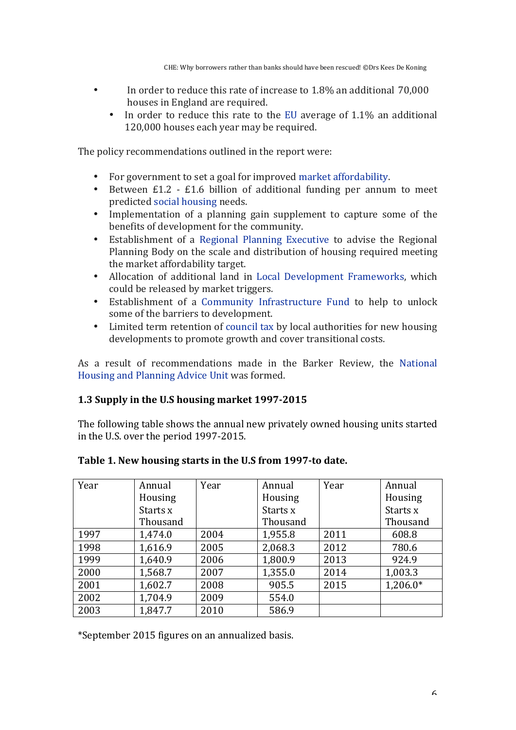- In order to reduce this rate of increase to 1.8% an additional 70,000 houses in England are required.
    - In order to reduce this rate to the EU average of 1.1% an additional 120,000 houses each year may be required.

The policy recommendations outlined in the report were:

- For government to set a goal for improved market affordability.
- Between £1.2 - £1.6 billion of additional funding per annum to meet predicted social housing needs.
- Implementation of a planning gain supplement to capture some of the benefits of development for the community.
- Establishment of a Regional Planning Executive to advise the Regional Planning Body on the scale and distribution of housing required meeting the market affordability target.
- Allocation of additional land in Local Development Frameworks, which could be released by market triggers.
- Establishment of a Community Infrastructure Fund to help to unlock some of the barriers to development.
- Limited term retention of council tax by local authorities for new housing developments to promote growth and cover transitional costs.

As a result of recommendations made in the Barker Review, the National Housing and Planning Advice Unit was formed.

### 1.3 Supply in the U.S housing market 1997-2015

The following table shows the annual new privately owned housing units started in the U.S. over the period 1997-2015.

**Table 1. New housing starts in the U.S from 1997-to date.**

| Year | Annual Housing Starts x Thousand | Year | Annual Housing Starts x Thousand | Year | Annual Housing Starts x Thousand |
|---|---|---|---|---|---|
| 1997 | 1,474.0 | 2004 | 1,955.8 | 2011 | 608.8 |
| 1998 | 1,616.9 | 2005 | 2,068.3 | 2012 | 780.6 |
| 1999 | 1,640.9 | 2006 | 1,800.9 | 2013 | 924.9 |
| 2000 | 1,568.7 | 2007 | 1,355.0 | 2014 | 1,003.3 |
| 2001 | 1,602.7 | 2008 | 905.5 | 2015 | 1,206.0* |
| 2002 | 1,704.9 | 2009 | 554.0 | | |
| 2003 | 1,847.7 | 2010 | 586.9 | | |

*September 2015 figures on an annualized basis.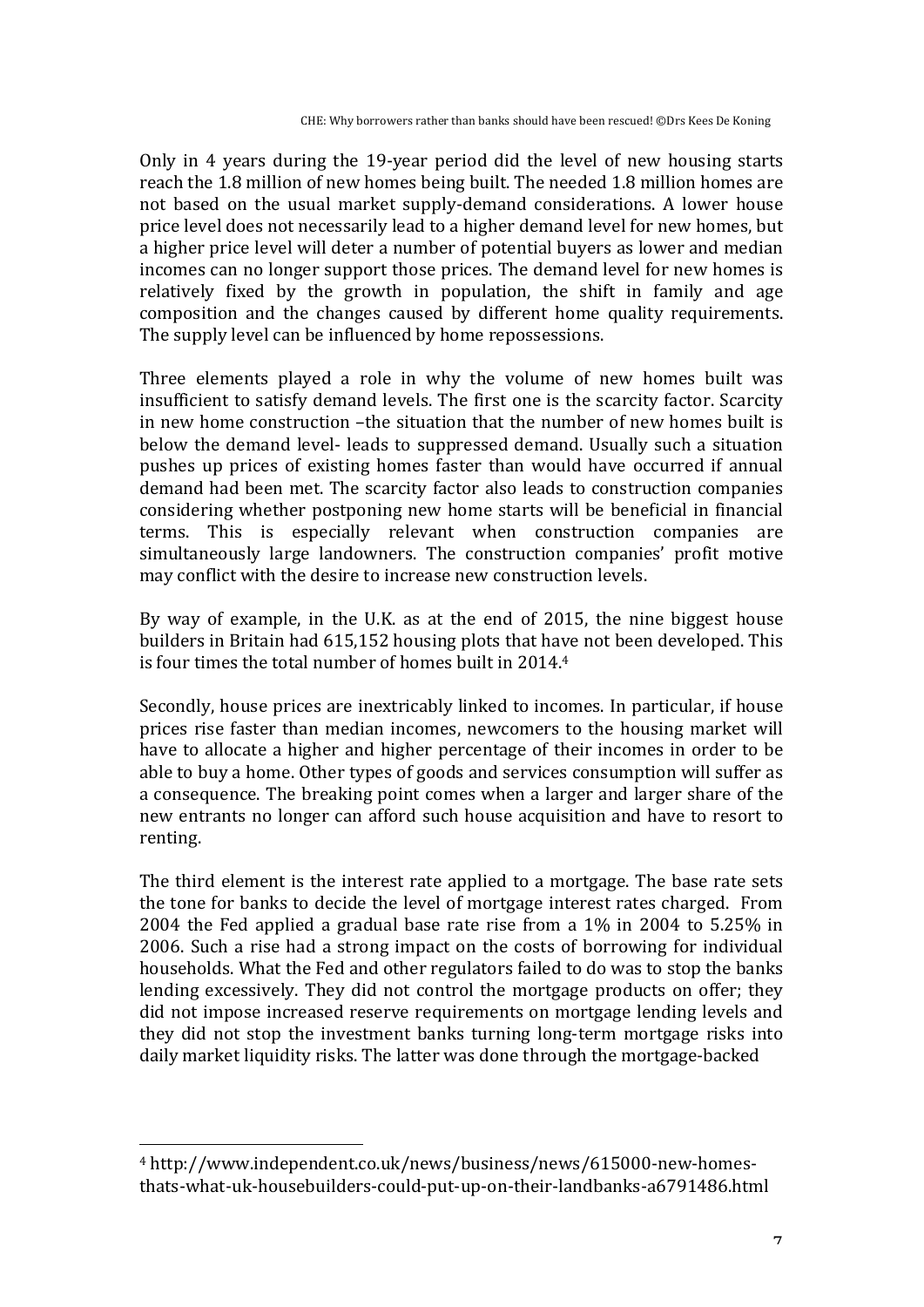Only in 4 years during the 19-year period did the level of new housing starts reach the 1.8 million of new homes being built. The needed 1.8 million homes are not based on the usual market supply-demand considerations. A lower house price level does not necessarily lead to a higher demand level for new homes, but a higher price level will deter a number of potential buyers as lower and median incomes can no longer support those prices. The demand level for new homes is relatively fixed by the growth in population, the shift in family and age composition and the changes caused by different home quality requirements. The supply level can be influenced by home repossessions.

Three elements played a role in why the volume of new homes built was insufficient to satisfy demand levels. The first one is the scarcity factor. Scarcity in new home construction –the situation that the number of new homes built is below the demand level- leads to suppressed demand. Usually such a situation pushes up prices of existing homes faster than would have occurred if annual demand had been met. The scarcity factor also leads to construction companies considering whether postponing new home starts will be beneficial in financial terms. This is especially relevant when construction companies are simultaneously large landowners. The construction companies' profit motive may conflict with the desire to increase new construction levels.

By way of example, in the U.K. as at the end of 2015, the nine biggest house builders in Britain had 615,152 housing plots that have not been developed. This is four times the total number of homes built in 2014.[4]

Secondly, house prices are inextricably linked to incomes. In particular, if house prices rise faster than median incomes, newcomers to the housing market will have to allocate a higher and higher percentage of their incomes in order to be able to buy a home. Other types of goods and services consumption will suffer as a consequence. The breaking point comes when a larger and larger share of the new entrants no longer can afford such house acquisition and have to resort to renting.

The third element is the interest rate applied to a mortgage. The base rate sets the tone for banks to decide the level of mortgage interest rates charged. From 2004 the Fed applied a gradual base rate rise from a 1% in 2004 to 5.25% in 2006. Such a rise had a strong impact on the costs of borrowing for individual households. What the Fed and other regulators failed to do was to stop the banks lending excessively. They did not control the mortgage products on offer; they did not impose increased reserve requirements on mortgage lending levels and they did not stop the investment banks turning long-term mortgage risks into daily market liquidity risks. The latter was done through the mortgage-backed

[4] http://www.independent.co.uk/news/business/news/615000-new-homes-thats-what-uk-housebuilders-could-put-up-on-their-landbanks-a6791486.html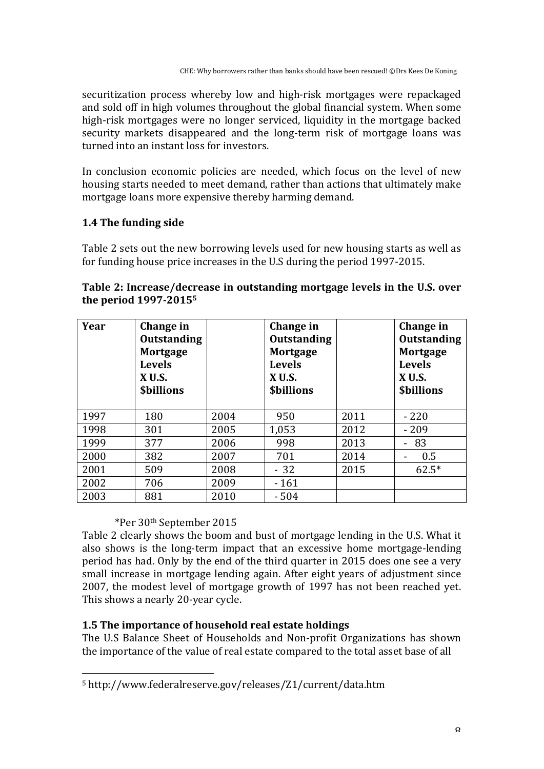securitization process whereby low and high-risk mortgages were repackaged and sold off in high volumes throughout the global financial system. When some high-risk mortgages were no longer serviced, liquidity in the mortgage backed security markets disappeared and the long-term risk of mortgage loans was turned into an instant loss for investors.

In conclusion economic policies are needed, which focus on the level of new housing starts needed to meet demand, rather than actions that ultimately make mortgage loans more expensive thereby harming demand.

### 1.4 The funding side

Table 2 sets out the new borrowing levels used for new housing starts as well as for funding house price increases in the U.S during the period 1997-2015.

**Table 2: Increase/decrease in outstanding mortgage levels in the U.S. over the period 1997-2015[5]**

| Year | Change in Outstanding Mortgage Levels X U.S. $billions | | Change in Outstanding Mortgage Levels X U.S. $billions | | Change in Outstanding Mortgage Levels X U.S. $billions |
|---|---|---|---|---|---|
| 1997 | 180 | 2004 | 950 | 2011 | - 220 |
| 1998 | 301 | 2005 | 1,053 | 2012 | - 209 |
| 1999 | 377 | 2006 | 998 | 2013 | - 83 |
| 2000 | 382 | 2007 | 701 | 2014 | - 0.5 |
| 2001 | 509 | 2008 | - 32 | 2015 | 62.5* |
| 2002 | 706 | 2009 | - 161 | | |
| 2003 | 881 | 2010 | - 504 | | |

*Per 30th September 2015

Table 2 clearly shows the boom and bust of mortgage lending in the U.S. What it also shows is the long-term impact that an excessive home mortgage-lending period has had. Only by the end of the third quarter in 2015 does one see a very small increase in mortgage lending again. After eight years of adjustment since 2007, the modest level of mortgage growth of 1997 has not been reached yet. This shows a nearly 20-year cycle.

### 1.5 The importance of household real estate holdings

The U.S Balance Sheet of Households and Non-profit Organizations has shown the importance of the value of real estate compared to the total asset base of all

[5] http://www.federalreserve.gov/releases/Z1/current/data.htm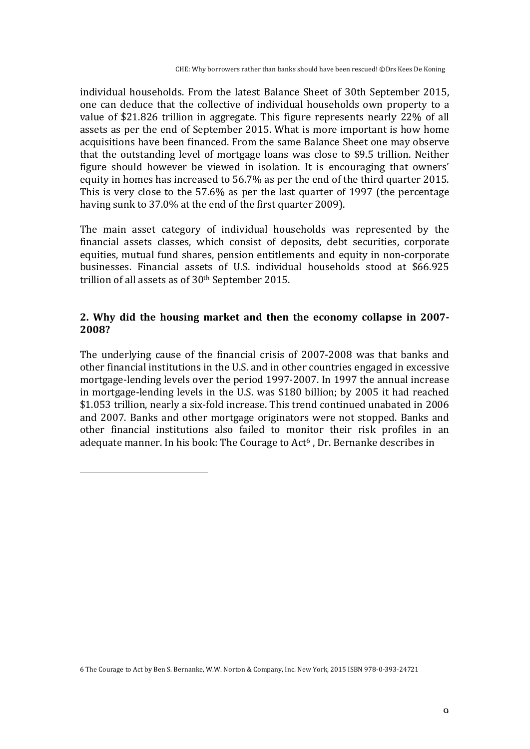individual households. From the latest Balance Sheet of 30th September 2015, one can deduce that the collective of individual households own property to a value of $21.826 trillion in aggregate. This figure represents nearly 22% of all assets as per the end of September 2015. What is more important is how home acquisitions have been financed. From the same Balance Sheet one may observe that the outstanding level of mortgage loans was close to $9.5 trillion. Neither figure should however be viewed in isolation. It is encouraging that owners' equity in homes has increased to 56.7% as per the end of the third quarter 2015. This is very close to the 57.6% as per the last quarter of 1997 (the percentage having sunk to 37.0% at the end of the first quarter 2009).

The main asset category of individual households was represented by the financial assets classes, which consist of deposits, debt securities, corporate equities, mutual fund shares, pension entitlements and equity in non-corporate businesses. Financial assets of U.S. individual households stood at $66.925 trillion of all assets as of 30th September 2015.

## 2. Why did the housing market and then the economy collapse in 2007-2008?

The underlying cause of the financial crisis of 2007-2008 was that banks and other financial institutions in the U.S. and in other countries engaged in excessive mortgage-lending levels over the period 1997-2007. In 1997 the annual increase in mortgage-lending levels in the U.S. was $180 billion; by 2005 it had reached $1.053 trillion, nearly a six-fold increase. This trend continued unabated in 2006 and 2007. Banks and other mortgage originators were not stopped. Banks and other financial institutions also failed to monitor their risk profiles in an adequate manner. In his book: The Courage to Act[6] , Dr. Bernanke describes in

---

6 The Courage to Act by Ben S. Bernanke, W.W. Norton & Company, Inc. New York, 2015 ISBN 978-0-393-24721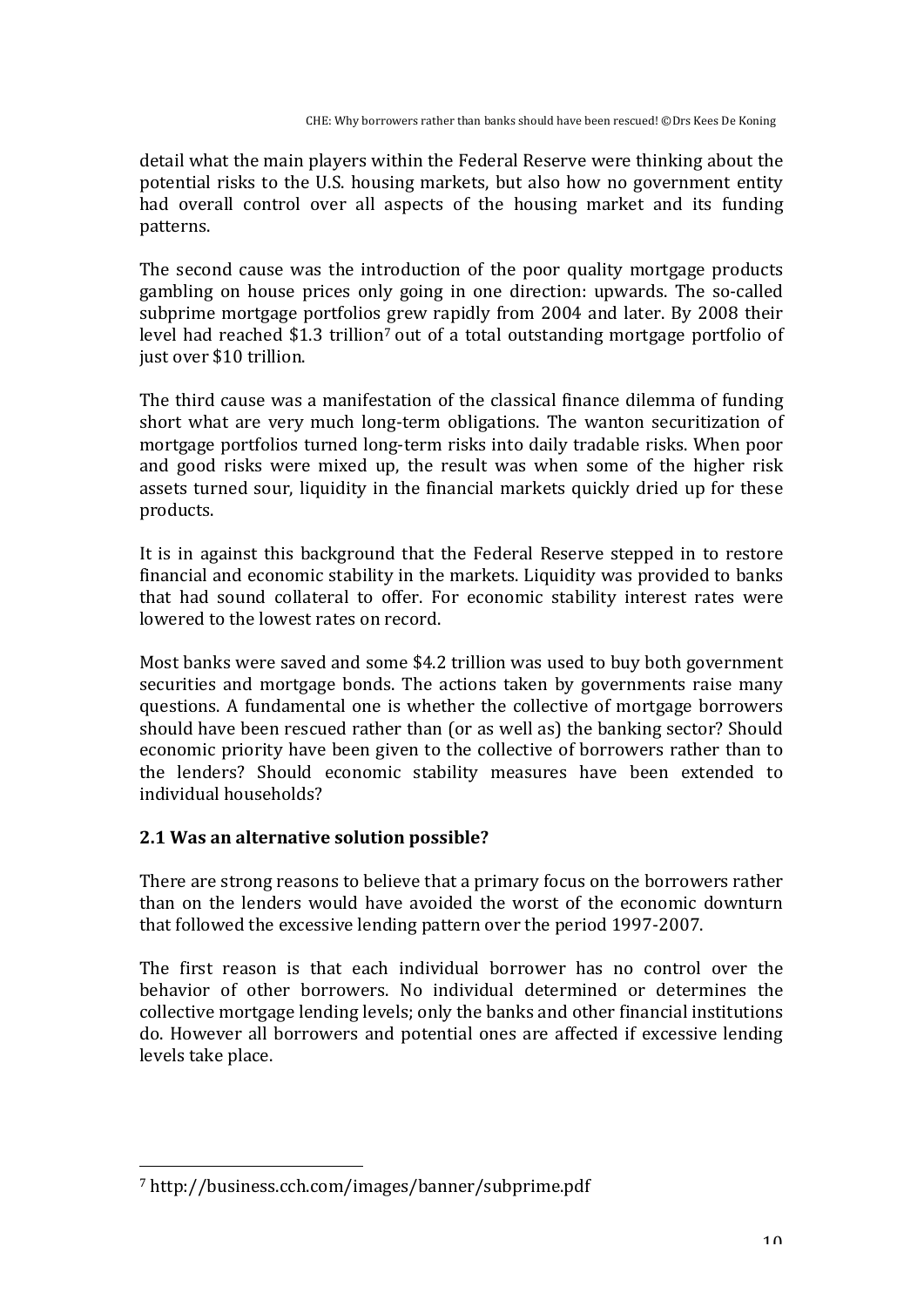detail what the main players within the Federal Reserve were thinking about the potential risks to the U.S. housing markets, but also how no government entity had overall control over all aspects of the housing market and its funding patterns.

The second cause was the introduction of the poor quality mortgage products gambling on house prices only going in one direction: upwards. The so-called subprime mortgage portfolios grew rapidly from 2004 and later. By 2008 their level had reached $1.3 trillion[7] out of a total outstanding mortgage portfolio of just over $10 trillion.

The third cause was a manifestation of the classical finance dilemma of funding short what are very much long-term obligations. The wanton securitization of mortgage portfolios turned long-term risks into daily tradable risks. When poor and good risks were mixed up, the result was when some of the higher risk assets turned sour, liquidity in the financial markets quickly dried up for these products.

It is in against this background that the Federal Reserve stepped in to restore financial and economic stability in the markets. Liquidity was provided to banks that had sound collateral to offer. For economic stability interest rates were lowered to the lowest rates on record.

Most banks were saved and some $4.2 trillion was used to buy both government securities and mortgage bonds. The actions taken by governments raise many questions. A fundamental one is whether the collective of mortgage borrowers should have been rescued rather than (or as well as) the banking sector? Should economic priority have been given to the collective of borrowers rather than to the lenders? Should economic stability measures have been extended to individual households?

## 2.1 Was an alternative solution possible?

There are strong reasons to believe that a primary focus on the borrowers rather than on the lenders would have avoided the worst of the economic downturn that followed the excessive lending pattern over the period 1997-2007.

The first reason is that each individual borrower has no control over the behavior of other borrowers. No individual determined or determines the collective mortgage lending levels; only the banks and other financial institutions do. However all borrowers and potential ones are affected if excessive lending levels take place.

---

[7] http://business.cch.com/images/banner/subprime.pdf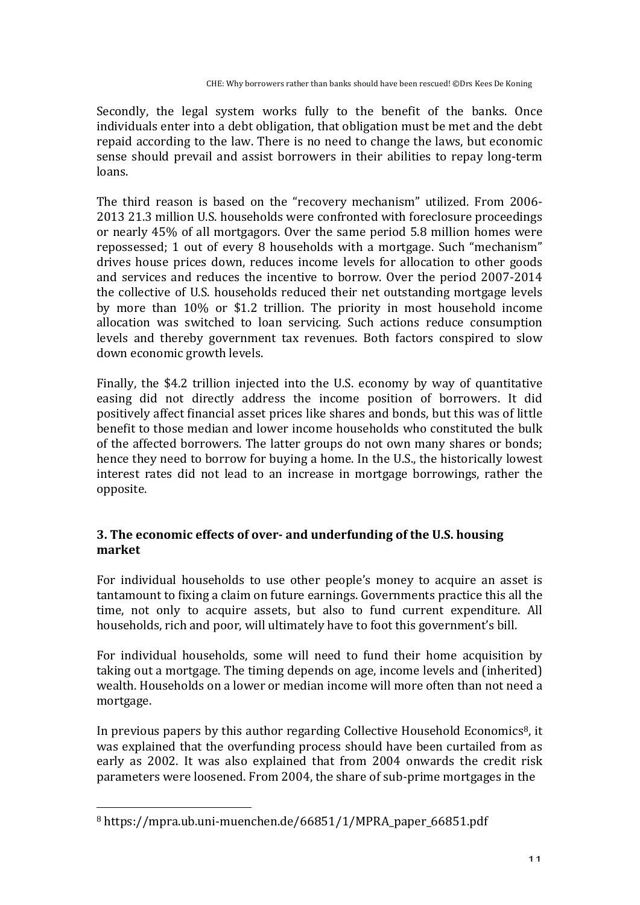Secondly, the legal system works fully to the benefit of the banks. Once individuals enter into a debt obligation, that obligation must be met and the debt repaid according to the law. There is no need to change the laws, but economic sense should prevail and assist borrowers in their abilities to repay long-term loans.

The third reason is based on the "recovery mechanism" utilized. From 2006-2013 21.3 million U.S. households were confronted with foreclosure proceedings or nearly 45% of all mortgagors. Over the same period 5.8 million homes were repossessed; 1 out of every 8 households with a mortgage. Such "mechanism" drives house prices down, reduces income levels for allocation to other goods and services and reduces the incentive to borrow. Over the period 2007-2014 the collective of U.S. households reduced their net outstanding mortgage levels by more than 10% or $1.2 trillion. The priority in most household income allocation was switched to loan servicing. Such actions reduce consumption levels and thereby government tax revenues. Both factors conspired to slow down economic growth levels.

Finally, the $4.2 trillion injected into the U.S. economy by way of quantitative easing did not directly address the income position of borrowers. It did positively affect financial asset prices like shares and bonds, but this was of little benefit to those median and lower income households who constituted the bulk of the affected borrowers. The latter groups do not own many shares or bonds; hence they need to borrow for buying a home. In the U.S., the historically lowest interest rates did not lead to an increase in mortgage borrowings, rather the opposite.

## 3. The economic effects of over- and underfunding of the U.S. housing market

For individual households to use other people's money to acquire an asset is tantamount to fixing a claim on future earnings. Governments practice this all the time, not only to acquire assets, but also to fund current expenditure. All households, rich and poor, will ultimately have to foot this government's bill.

For individual households, some will need to fund their home acquisition by taking out a mortgage. The timing depends on age, income levels and (inherited) wealth. Households on a lower or median income will more often than not need a mortgage.

In previous papers by this author regarding Collective Household Economics[8], it was explained that the overfunding process should have been curtailed from as early as 2002. It was also explained that from 2004 onwards the credit risk parameters were loosened. From 2004, the share of sub-prime mortgages in the

[8] https://mpra.ub.uni-muenchen.de/66851/1/MPRA_paper_66851.pdf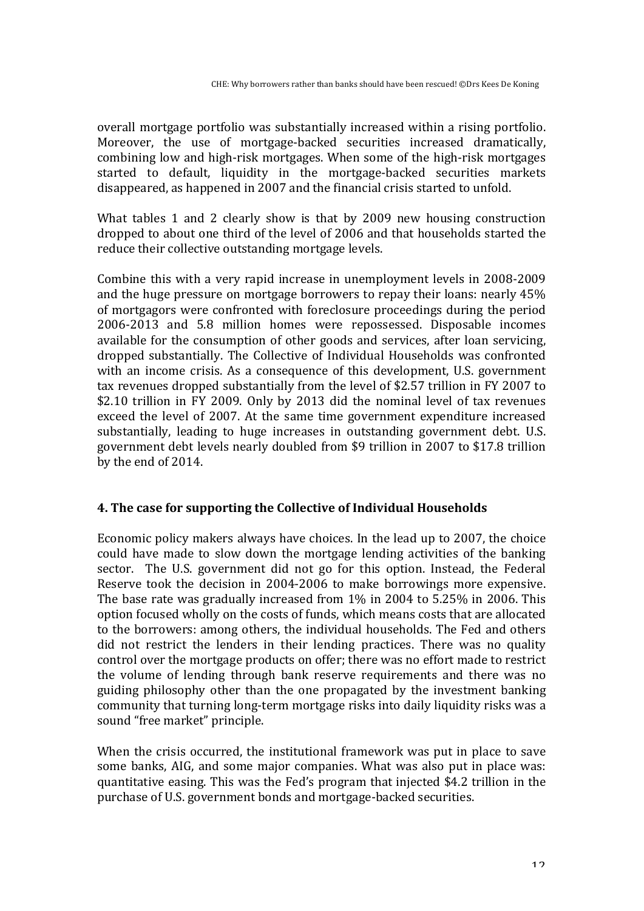overall mortgage portfolio was substantially increased within a rising portfolio. Moreover, the use of mortgage-backed securities increased dramatically, combining low and high-risk mortgages. When some of the high-risk mortgages started to default, liquidity in the mortgage-backed securities markets disappeared, as happened in 2007 and the financial crisis started to unfold.

What tables 1 and 2 clearly show is that by 2009 new housing construction dropped to about one third of the level of 2006 and that households started the reduce their collective outstanding mortgage levels.

Combine this with a very rapid increase in unemployment levels in 2008-2009 and the huge pressure on mortgage borrowers to repay their loans: nearly 45% of mortgagors were confronted with foreclosure proceedings during the period 2006-2013 and 5.8 million homes were repossessed. Disposable incomes available for the consumption of other goods and services, after loan servicing, dropped substantially. The Collective of Individual Households was confronted with an income crisis. As a consequence of this development, U.S. government tax revenues dropped substantially from the level of $2.57 trillion in FY 2007 to $2.10 trillion in FY 2009. Only by 2013 did the nominal level of tax revenues exceed the level of 2007. At the same time government expenditure increased substantially, leading to huge increases in outstanding government debt. U.S. government debt levels nearly doubled from $9 trillion in 2007 to $17.8 trillion by the end of 2014.

## 4. The case for supporting the Collective of Individual Households

Economic policy makers always have choices. In the lead up to 2007, the choice could have made to slow down the mortgage lending activities of the banking sector. The U.S. government did not go for this option. Instead, the Federal Reserve took the decision in 2004-2006 to make borrowings more expensive. The base rate was gradually increased from 1% in 2004 to 5.25% in 2006. This option focused wholly on the costs of funds, which means costs that are allocated to the borrowers: among others, the individual households. The Fed and others did not restrict the lenders in their lending practices. There was no quality control over the mortgage products on offer; there was no effort made to restrict the volume of lending through bank reserve requirements and there was no guiding philosophy other than the one propagated by the investment banking community that turning long-term mortgage risks into daily liquidity risks was a sound "free market" principle.

When the crisis occurred, the institutional framework was put in place to save some banks, AIG, and some major companies. What was also put in place was: quantitative easing. This was the Fed's program that injected $4.2 trillion in the purchase of U.S. government bonds and mortgage-backed securities.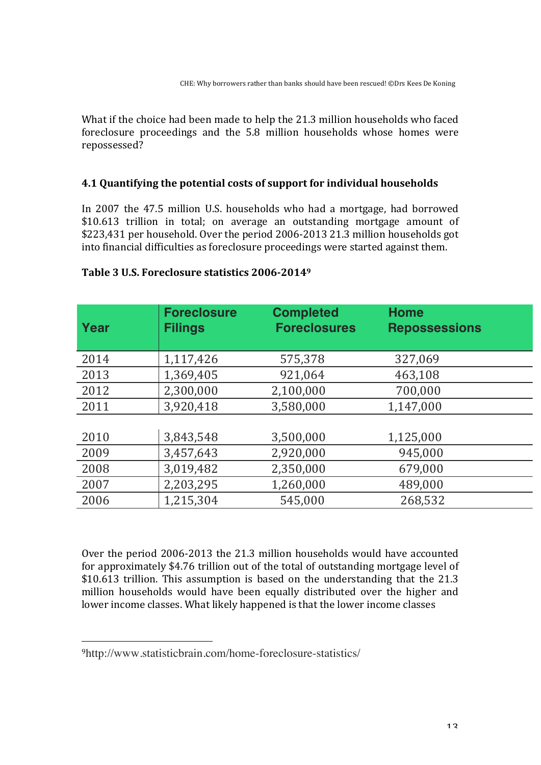What if the choice had been made to help the 21.3 million households who faced foreclosure proceedings and the 5.8 million households whose homes were repossessed?

### 4.1 Quantifying the potential costs of support for individual households

In 2007 the 47.5 million U.S. households who had a mortgage, had borrowed $10.613 trillion in total; on average an outstanding mortgage amount of $223,431 per household. Over the period 2006-2013 21.3 million households got into financial difficulties as foreclosure proceedings were started against them.

**Table 3 U.S. Foreclosure statistics 2006-2014**[9]

| Year | Foreclosure Filings | Completed Foreclosures | Home Repossessions |
|---|---|---|---|
| 2014 | 1,117,426 | 575,378 | 327,069 |
| 2013 | 1,369,405 | 921,064 | 463,108 |
| 2012 | 2,300,000 | 2,100,000 | 700,000 |
| 2011 | 3,920,418 | 3,580,000 | 1,147,000 |
| 2010 | 3,843,548 | 3,500,000 | 1,125,000 |
| 2009 | 3,457,643 | 2,920,000 | 945,000 |
| 2008 | 3,019,482 | 2,350,000 | 679,000 |
| 2007 | 2,203,295 | 1,260,000 | 489,000 |
| 2006 | 1,215,304 | 545,000 | 268,532 |

Over the period 2006-2013 the 21.3 million households would have accounted for approximately $4.76 trillion out of the total of outstanding mortgage level of $10.613 trillion. This assumption is based on the understanding that the 21.3 million households would have been equally distributed over the higher and lower income classes. What likely happened is that the lower income classes

[9]http://www.statisticbrain.com/home-foreclosure-statistics/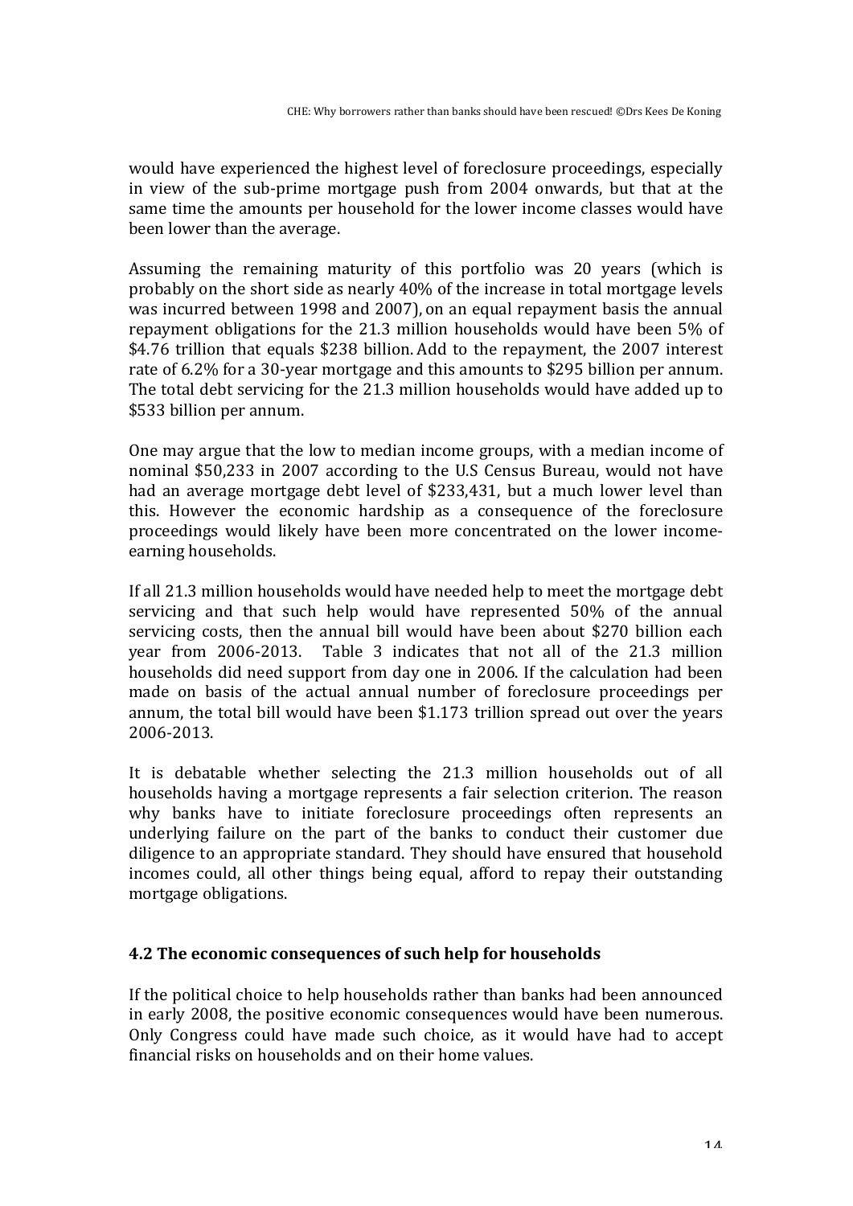would have experienced the highest level of foreclosure proceedings, especially in view of the sub-prime mortgage push from 2004 onwards, but that at the same time the amounts per household for the lower income classes would have been lower than the average.

Assuming the remaining maturity of this portfolio was 20 years (which is probably on the short side as nearly 40% of the increase in total mortgage levels was incurred between 1998 and 2007), on an equal repayment basis the annual repayment obligations for the 21.3 million households would have been 5% of $4.76 trillion that equals $238 billion. Add to the repayment, the 2007 interest rate of 6.2% for a 30-year mortgage and this amounts to $295 billion per annum. The total debt servicing for the 21.3 million households would have added up to $533 billion per annum.

One may argue that the low to median income groups, with a median income of nominal $50,233 in 2007 according to the U.S Census Bureau, would not have had an average mortgage debt level of $233,431, but a much lower level than this. However the economic hardship as a consequence of the foreclosure proceedings would likely have been more concentrated on the lower income-earning households.

If all 21.3 million households would have needed help to meet the mortgage debt servicing and that such help would have represented 50% of the annual servicing costs, then the annual bill would have been about $270 billion each year from 2006-2013. Table 3 indicates that not all of the 21.3 million households did need support from day one in 2006. If the calculation had been made on basis of the actual annual number of foreclosure proceedings per annum, the total bill would have been $1.173 trillion spread out over the years 2006-2013.

It is debatable whether selecting the 21.3 million households out of all households having a mortgage represents a fair selection criterion. The reason why banks have to initiate foreclosure proceedings often represents an underlying failure on the part of the banks to conduct their customer due diligence to an appropriate standard. They should have ensured that household incomes could, all other things being equal, afford to repay their outstanding mortgage obligations.

### 4.2 The economic consequences of such help for households

If the political choice to help households rather than banks had been announced in early 2008, the positive economic consequences would have been numerous. Only Congress could have made such choice, as it would have had to accept financial risks on households and on their home values.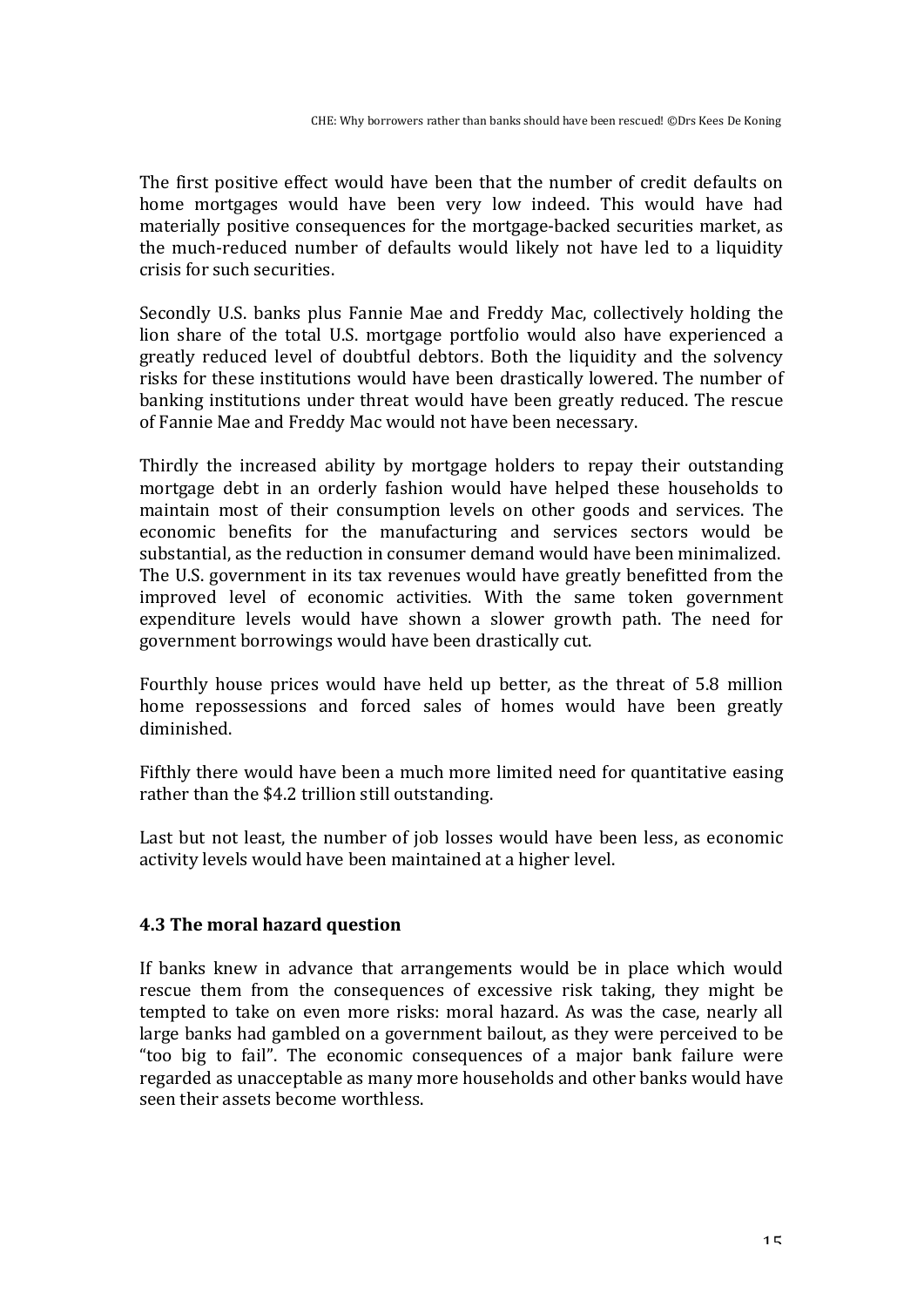The first positive effect would have been that the number of credit defaults on home mortgages would have been very low indeed. This would have had materially positive consequences for the mortgage-backed securities market, as the much-reduced number of defaults would likely not have led to a liquidity crisis for such securities.

Secondly U.S. banks plus Fannie Mae and Freddy Mac, collectively holding the lion share of the total U.S. mortgage portfolio would also have experienced a greatly reduced level of doubtful debtors. Both the liquidity and the solvency risks for these institutions would have been drastically lowered. The number of banking institutions under threat would have been greatly reduced. The rescue of Fannie Mae and Freddy Mac would not have been necessary.

Thirdly the increased ability by mortgage holders to repay their outstanding mortgage debt in an orderly fashion would have helped these households to maintain most of their consumption levels on other goods and services. The economic benefits for the manufacturing and services sectors would be substantial, as the reduction in consumer demand would have been minimalized. The U.S. government in its tax revenues would have greatly benefitted from the improved level of economic activities. With the same token government expenditure levels would have shown a slower growth path. The need for government borrowings would have been drastically cut.

Fourthly house prices would have held up better, as the threat of 5.8 million home repossessions and forced sales of homes would have been greatly diminished.

Fifthly there would have been a much more limited need for quantitative easing rather than the $4.2 trillion still outstanding.

Last but not least, the number of job losses would have been less, as economic activity levels would have been maintained at a higher level.

### 4.3 The moral hazard question

If banks knew in advance that arrangements would be in place which would rescue them from the consequences of excessive risk taking, they might be tempted to take on even more risks: moral hazard. As was the case, nearly all large banks had gambled on a government bailout, as they were perceived to be "too big to fail". The economic consequences of a major bank failure were regarded as unacceptable as many more households and other banks would have seen their assets become worthless.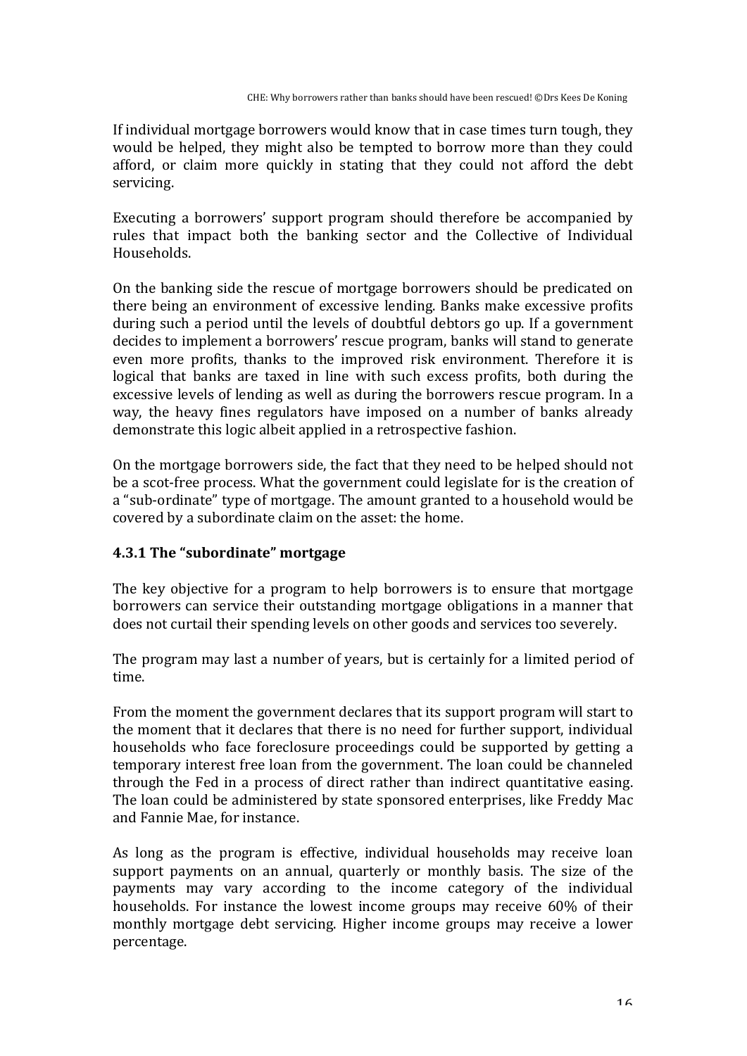If individual mortgage borrowers would know that in case times turn tough, they would be helped, they might also be tempted to borrow more than they could afford, or claim more quickly in stating that they could not afford the debt servicing.

Executing a borrowers' support program should therefore be accompanied by rules that impact both the banking sector and the Collective of Individual Households.

On the banking side the rescue of mortgage borrowers should be predicated on there being an environment of excessive lending. Banks make excessive profits during such a period until the levels of doubtful debtors go up. If a government decides to implement a borrowers' rescue program, banks will stand to generate even more profits, thanks to the improved risk environment. Therefore it is logical that banks are taxed in line with such excess profits, both during the excessive levels of lending as well as during the borrowers rescue program. In a way, the heavy fines regulators have imposed on a number of banks already demonstrate this logic albeit applied in a retrospective fashion.

On the mortgage borrowers side, the fact that they need to be helped should not be a scot-free process. What the government could legislate for is the creation of a "sub-ordinate" type of mortgage. The amount granted to a household would be covered by a subordinate claim on the asset: the home.

### 4.3.1 The "subordinate" mortgage

The key objective for a program to help borrowers is to ensure that mortgage borrowers can service their outstanding mortgage obligations in a manner that does not curtail their spending levels on other goods and services too severely.

The program may last a number of years, but is certainly for a limited period of time.

From the moment the government declares that its support program will start to the moment that it declares that there is no need for further support, individual households who face foreclosure proceedings could be supported by getting a temporary interest free loan from the government. The loan could be channeled through the Fed in a process of direct rather than indirect quantitative easing. The loan could be administered by state sponsored enterprises, like Freddy Mac and Fannie Mae, for instance.

As long as the program is effective, individual households may receive loan support payments on an annual, quarterly or monthly basis. The size of the payments may vary according to the income category of the individual households. For instance the lowest income groups may receive 60% of their monthly mortgage debt servicing. Higher income groups may receive a lower percentage.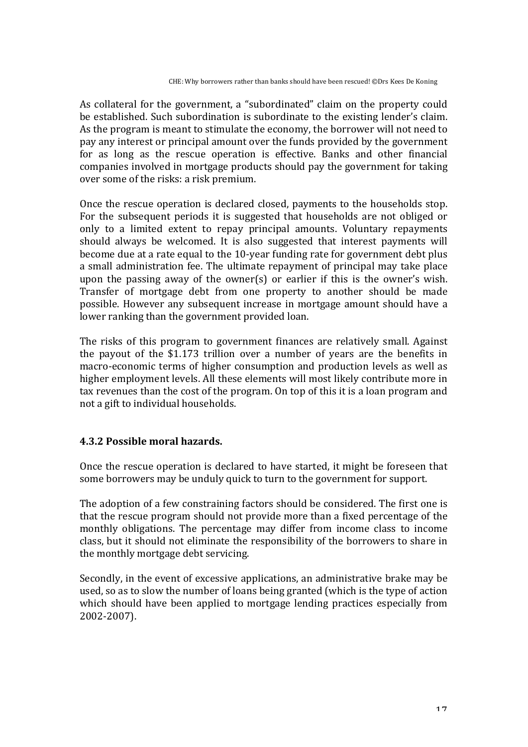As collateral for the government, a "subordinated" claim on the property could be established. Such subordination is subordinate to the existing lender's claim. As the program is meant to stimulate the economy, the borrower will not need to pay any interest or principal amount over the funds provided by the government for as long as the rescue operation is effective. Banks and other financial companies involved in mortgage products should pay the government for taking over some of the risks: a risk premium.

Once the rescue operation is declared closed, payments to the households stop. For the subsequent periods it is suggested that households are not obliged or only to a limited extent to repay principal amounts. Voluntary repayments should always be welcomed. It is also suggested that interest payments will become due at a rate equal to the 10-year funding rate for government debt plus a small administration fee. The ultimate repayment of principal may take place upon the passing away of the owner(s) or earlier if this is the owner's wish. Transfer of mortgage debt from one property to another should be made possible. However any subsequent increase in mortgage amount should have a lower ranking than the government provided loan.

The risks of this program to government finances are relatively small. Against the payout of the $1.173 trillion over a number of years are the benefits in macro-economic terms of higher consumption and production levels as well as higher employment levels. All these elements will most likely contribute more in tax revenues than the cost of the program. On top of this it is a loan program and not a gift to individual households.

### 4.3.2 Possible moral hazards.

Once the rescue operation is declared to have started, it might be foreseen that some borrowers may be unduly quick to turn to the government for support.

The adoption of a few constraining factors should be considered. The first one is that the rescue program should not provide more than a fixed percentage of the monthly obligations. The percentage may differ from income class to income class, but it should not eliminate the responsibility of the borrowers to share in the monthly mortgage debt servicing.

Secondly, in the event of excessive applications, an administrative brake may be used, so as to slow the number of loans being granted (which is the type of action which should have been applied to mortgage lending practices especially from 2002-2007).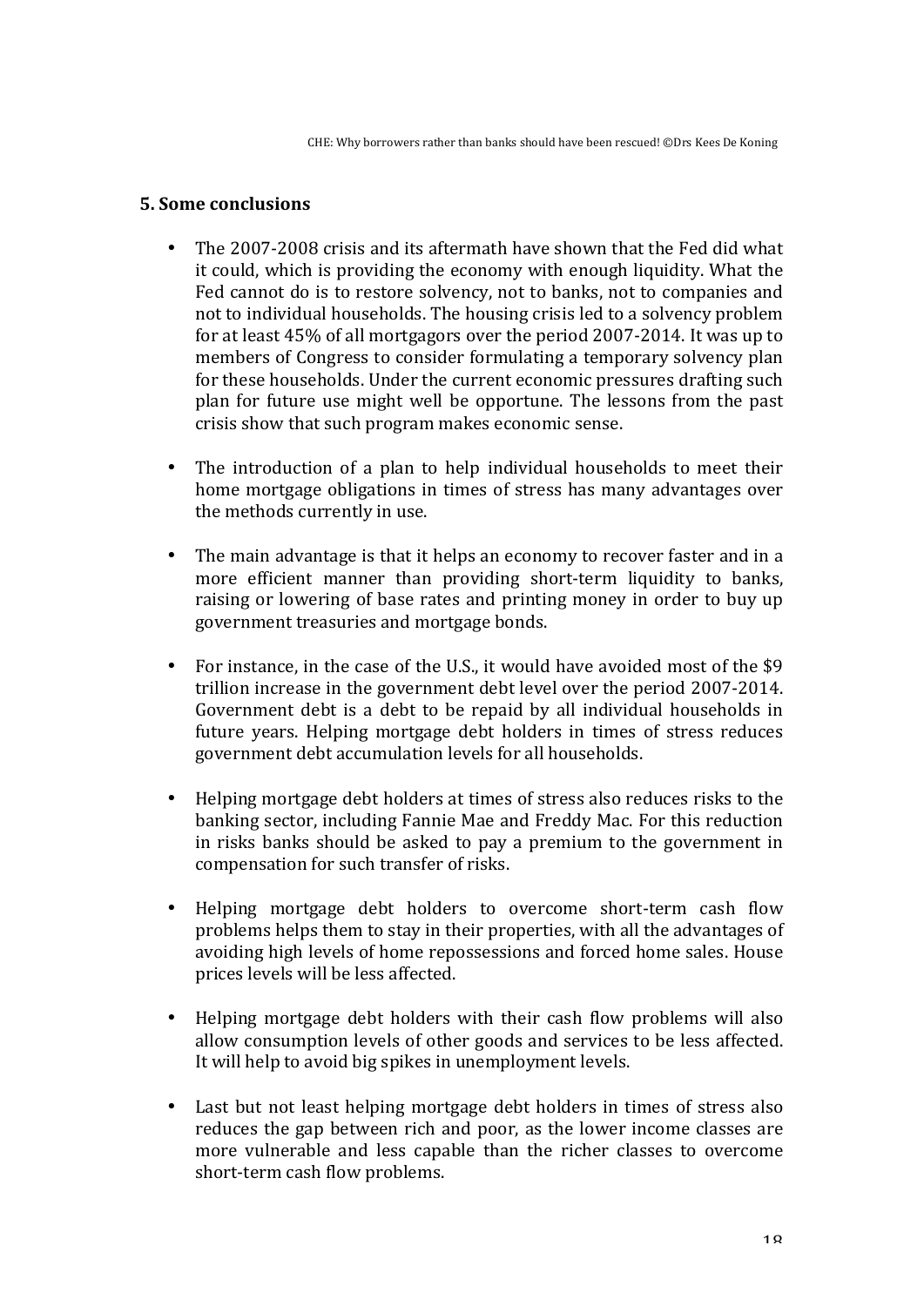## 5. Some conclusions

- The 2007-2008 crisis and its aftermath have shown that the Fed did what it could, which is providing the economy with enough liquidity. What the Fed cannot do is to restore solvency, not to banks, not to companies and not to individual households. The housing crisis led to a solvency problem for at least 45% of all mortgagors over the period 2007-2014. It was up to members of Congress to consider formulating a temporary solvency plan for these households. Under the current economic pressures drafting such plan for future use might well be opportune. The lessons from the past crisis show that such program makes economic sense.

- The introduction of a plan to help individual households to meet their home mortgage obligations in times of stress has many advantages over the methods currently in use.

- The main advantage is that it helps an economy to recover faster and in a more efficient manner than providing short-term liquidity to banks, raising or lowering of base rates and printing money in order to buy up government treasuries and mortgage bonds.

- For instance, in the case of the U.S., it would have avoided most of the $9 trillion increase in the government debt level over the period 2007-2014. Government debt is a debt to be repaid by all individual households in future years. Helping mortgage debt holders in times of stress reduces government debt accumulation levels for all households.

- Helping mortgage debt holders at times of stress also reduces risks to the banking sector, including Fannie Mae and Freddy Mac. For this reduction in risks banks should be asked to pay a premium to the government in compensation for such transfer of risks.

- Helping mortgage debt holders to overcome short-term cash flow problems helps them to stay in their properties, with all the advantages of avoiding high levels of home repossessions and forced home sales. House prices levels will be less affected.

- Helping mortgage debt holders with their cash flow problems will also allow consumption levels of other goods and services to be less affected. It will help to avoid big spikes in unemployment levels.

- Last but not least helping mortgage debt holders in times of stress also reduces the gap between rich and poor, as the lower income classes are more vulnerable and less capable than the richer classes to overcome short-term cash flow problems.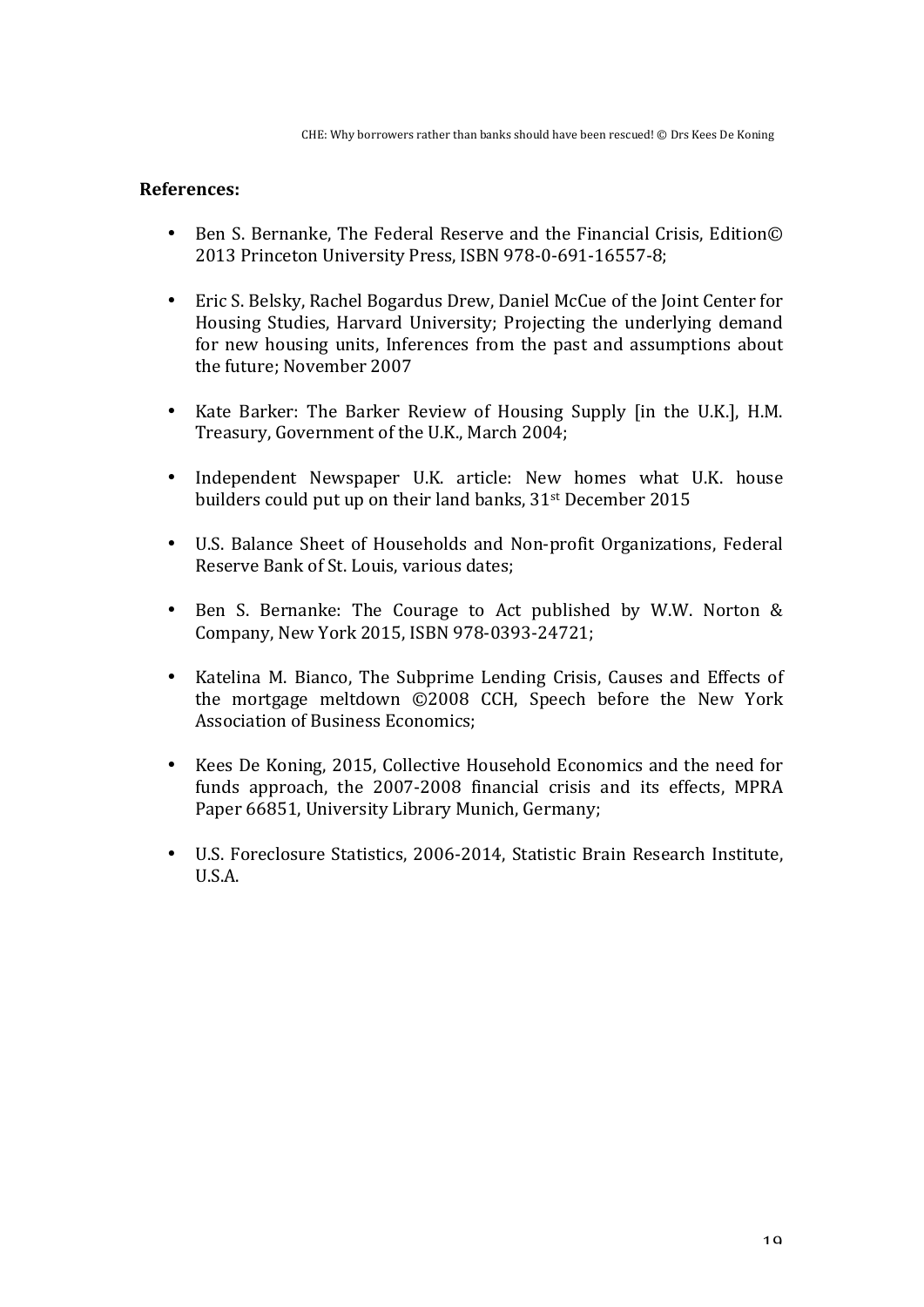**References:**

- Ben S. Bernanke, The Federal Reserve and the Financial Crisis, Edition© 2013 Princeton University Press, ISBN 978-0-691-16557-8;

- Eric S. Belsky, Rachel Bogardus Drew, Daniel McCue of the Joint Center for Housing Studies, Harvard University; Projecting the underlying demand for new housing units, Inferences from the past and assumptions about the future; November 2007

- Kate Barker: The Barker Review of Housing Supply [in the U.K.], H.M. Treasury, Government of the U.K., March 2004;

- Independent Newspaper U.K. article: New homes what U.K. house builders could put up on their land banks, 31st December 2015

- U.S. Balance Sheet of Households and Non-profit Organizations, Federal Reserve Bank of St. Louis, various dates;

- Ben S. Bernanke: The Courage to Act published by W.W. Norton & Company, New York 2015, ISBN 978-0393-24721;

- Katelina M. Bianco, The Subprime Lending Crisis, Causes and Effects of the mortgage meltdown ©2008 CCH, Speech before the New York Association of Business Economics;

- Kees De Koning, 2015, Collective Household Economics and the need for funds approach, the 2007-2008 financial crisis and its effects, MPRA Paper 66851, University Library Munich, Germany;

- U.S. Foreclosure Statistics, 2006-2014, Statistic Brain Research Institute, U.S.A.